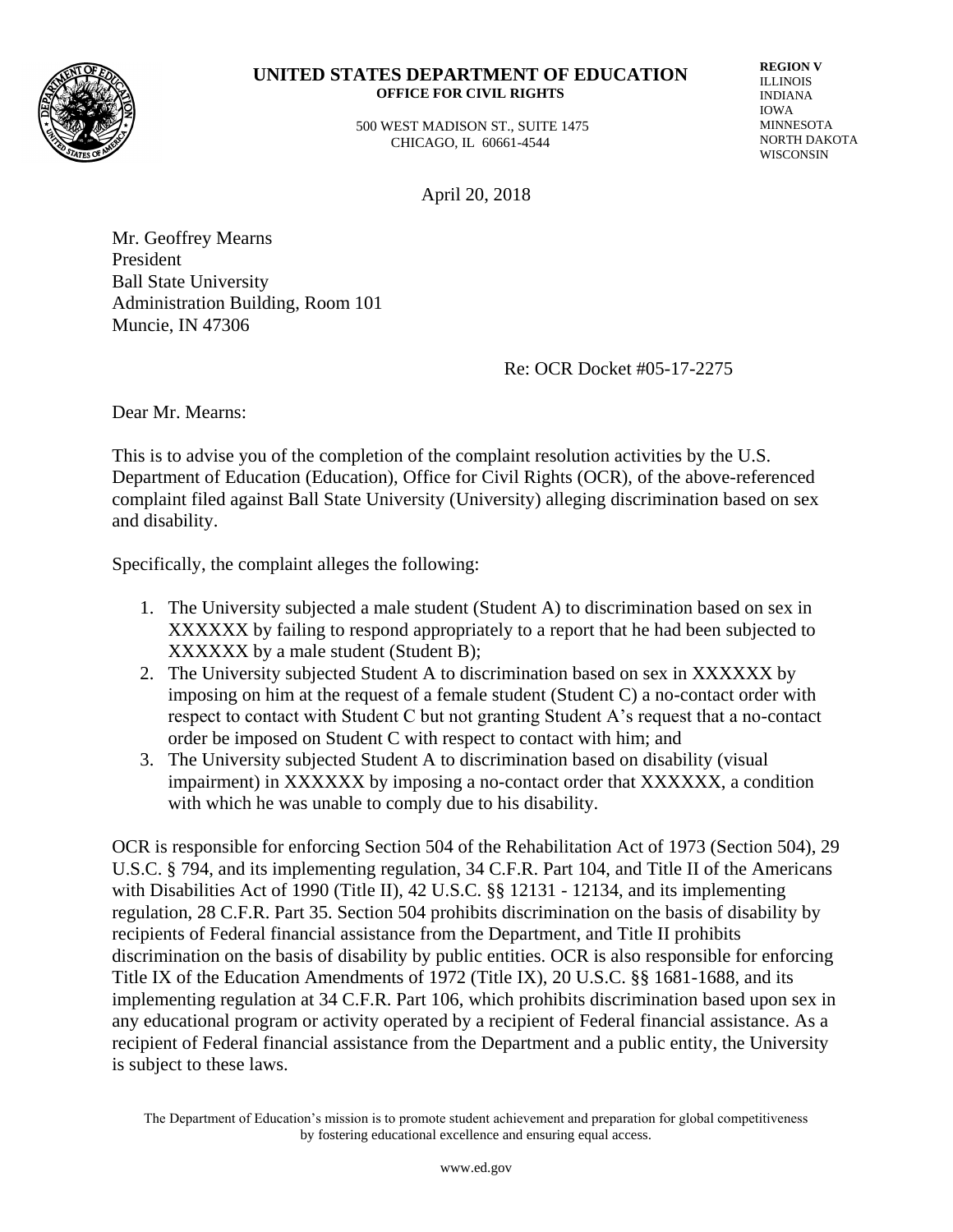**UNITED STATES DEPARTMENT OF EDUCATION**
**OFFICE FOR CIVIL RIGHTS**

500 WEST MADISON ST., SUITE 1475
CHICAGO, IL 60661-4544

**REGION V**
ILLINOIS
INDIANA
IOWA
MINNESOTA
NORTH DAKOTA
WISCONSIN

April 20, 2018

Mr. Geoffrey Mearns
President
Ball State University
Administration Building, Room 101
Muncie, IN 47306

Re: OCR Docket #05-17-2275

Dear Mr. Mearns:

This is to advise you of the completion of the complaint resolution activities by the U.S. Department of Education (Education), Office for Civil Rights (OCR), of the above-referenced complaint filed against Ball State University (University) alleging discrimination based on sex and disability.

Specifically, the complaint alleges the following:

1. The University subjected a male student (Student A) to discrimination based on sex in XXXXXX by failing to respond appropriately to a report that he had been subjected to XXXXXX by a male student (Student B);
2. The University subjected Student A to discrimination based on sex in XXXXXX by imposing on him at the request of a female student (Student C) a no-contact order with respect to contact with Student C but not granting Student A's request that a no-contact order be imposed on Student C with respect to contact with him; and
3. The University subjected Student A to discrimination based on disability (visual impairment) in XXXXXX by imposing a no-contact order that XXXXXX, a condition with which he was unable to comply due to his disability.

OCR is responsible for enforcing Section 504 of the Rehabilitation Act of 1973 (Section 504), 29 U.S.C. § 794, and its implementing regulation, 34 C.F.R. Part 104, and Title II of the Americans with Disabilities Act of 1990 (Title II), 42 U.S.C. §§ 12131 - 12134, and its implementing regulation, 28 C.F.R. Part 35. Section 504 prohibits discrimination on the basis of disability by recipients of Federal financial assistance from the Department, and Title II prohibits discrimination on the basis of disability by public entities. OCR is also responsible for enforcing Title IX of the Education Amendments of 1972 (Title IX), 20 U.S.C. §§ 1681-1688, and its implementing regulation at 34 C.F.R. Part 106, which prohibits discrimination based upon sex in any educational program or activity operated by a recipient of Federal financial assistance. As a recipient of Federal financial assistance from the Department and a public entity, the University is subject to these laws.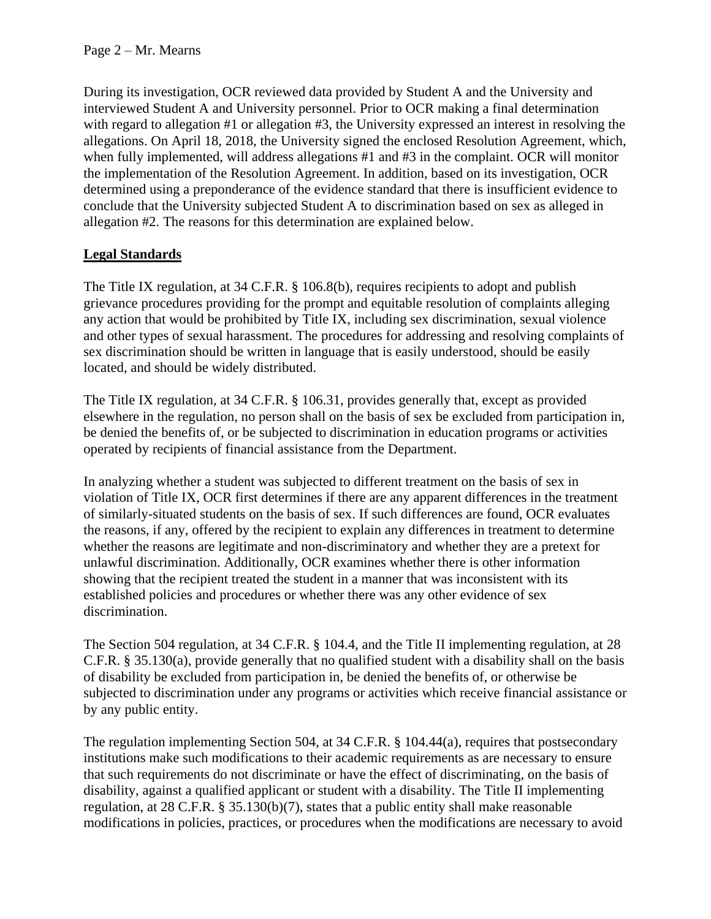During its investigation, OCR reviewed data provided by Student A and the University and interviewed Student A and University personnel. Prior to OCR making a final determination with regard to allegation #1 or allegation #3, the University expressed an interest in resolving the allegations. On April 18, 2018, the University signed the enclosed Resolution Agreement, which, when fully implemented, will address allegations #1 and #3 in the complaint. OCR will monitor the implementation of the Resolution Agreement. In addition, based on its investigation, OCR determined using a preponderance of the evidence standard that there is insufficient evidence to conclude that the University subjected Student A to discrimination based on sex as alleged in allegation #2. The reasons for this determination are explained below.

## **Legal Standards**

The Title IX regulation, at 34 C.F.R. § 106.8(b), requires recipients to adopt and publish grievance procedures providing for the prompt and equitable resolution of complaints alleging any action that would be prohibited by Title IX, including sex discrimination, sexual violence and other types of sexual harassment. The procedures for addressing and resolving complaints of sex discrimination should be written in language that is easily understood, should be easily located, and should be widely distributed.

The Title IX regulation, at 34 C.F.R. § 106.31, provides generally that, except as provided elsewhere in the regulation, no person shall on the basis of sex be excluded from participation in, be denied the benefits of, or be subjected to discrimination in education programs or activities operated by recipients of financial assistance from the Department.

In analyzing whether a student was subjected to different treatment on the basis of sex in violation of Title IX, OCR first determines if there are any apparent differences in the treatment of similarly-situated students on the basis of sex. If such differences are found, OCR evaluates the reasons, if any, offered by the recipient to explain any differences in treatment to determine whether the reasons are legitimate and non-discriminatory and whether they are a pretext for unlawful discrimination. Additionally, OCR examines whether there is other information showing that the recipient treated the student in a manner that was inconsistent with its established policies and procedures or whether there was any other evidence of sex discrimination.

The Section 504 regulation, at 34 C.F.R. § 104.4, and the Title II implementing regulation, at 28 C.F.R. § 35.130(a), provide generally that no qualified student with a disability shall on the basis of disability be excluded from participation in, be denied the benefits of, or otherwise be subjected to discrimination under any programs or activities which receive financial assistance or by any public entity.

The regulation implementing Section 504, at 34 C.F.R. § 104.44(a), requires that postsecondary institutions make such modifications to their academic requirements as are necessary to ensure that such requirements do not discriminate or have the effect of discriminating, on the basis of disability, against a qualified applicant or student with a disability. The Title II implementing regulation, at 28 C.F.R. § 35.130(b)(7), states that a public entity shall make reasonable modifications in policies, practices, or procedures when the modifications are necessary to avoid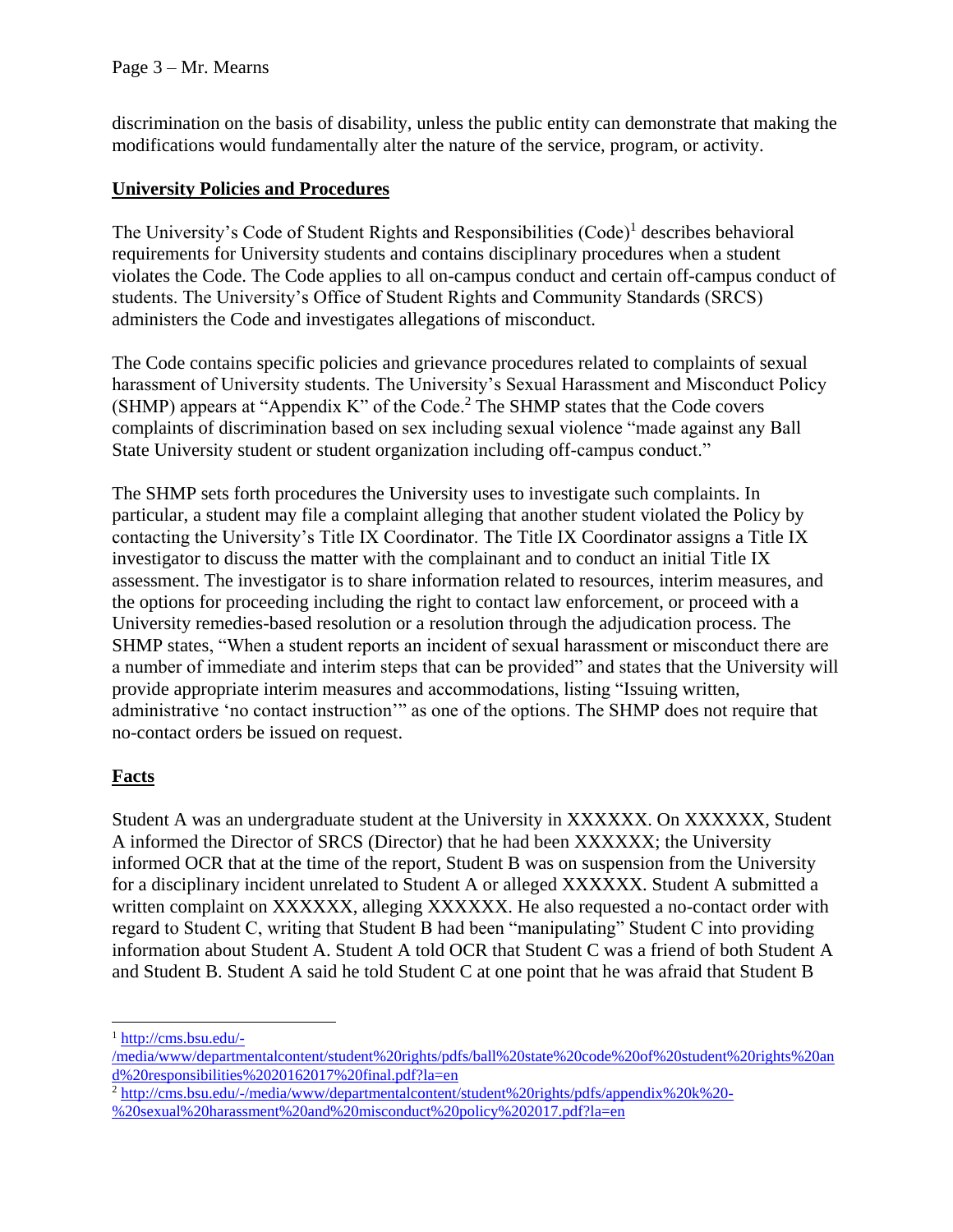discrimination on the basis of disability, unless the public entity can demonstrate that making the modifications would fundamentally alter the nature of the service, program, or activity.

## University Policies and Procedures

The University's Code of Student Rights and Responsibilities (Code)[1] describes behavioral requirements for University students and contains disciplinary procedures when a student violates the Code. The Code applies to all on-campus conduct and certain off-campus conduct of students. The University's Office of Student Rights and Community Standards (SRCS) administers the Code and investigates allegations of misconduct.

The Code contains specific policies and grievance procedures related to complaints of sexual harassment of University students. The University's Sexual Harassment and Misconduct Policy (SHMP) appears at "Appendix K" of the Code.[2] The SHMP states that the Code covers complaints of discrimination based on sex including sexual violence "made against any Ball State University student or student organization including off-campus conduct."

The SHMP sets forth procedures the University uses to investigate such complaints. In particular, a student may file a complaint alleging that another student violated the Policy by contacting the University's Title IX Coordinator. The Title IX Coordinator assigns a Title IX investigator to discuss the matter with the complainant and to conduct an initial Title IX assessment. The investigator is to share information related to resources, interim measures, and the options for proceeding including the right to contact law enforcement, or proceed with a University remedies-based resolution or a resolution through the adjudication process. The SHMP states, "When a student reports an incident of sexual harassment or misconduct there are a number of immediate and interim steps that can be provided" and states that the University will provide appropriate interim measures and accommodations, listing "Issuing written, administrative 'no contact instruction'" as one of the options. The SHMP does not require that no-contact orders be issued on request.

## Facts

Student A was an undergraduate student at the University in XXXXXX. On XXXXXX, Student A informed the Director of SRCS (Director) that he had been XXXXXX; the University informed OCR that at the time of the report, Student B was on suspension from the University for a disciplinary incident unrelated to Student A or alleged XXXXXX. Student A submitted a written complaint on XXXXXX, alleging XXXXXX. He also requested a no-contact order with regard to Student C, writing that Student B had been "manipulating" Student C into providing information about Student A. Student A told OCR that Student C was a friend of both Student A and Student B. Student A said he told Student C at one point that he was afraid that Student B

---

[1] http://cms.bsu.edu/-/media/www/departmentalcontent/student%20rights/pdfs/ball%20state%20code%20of%20student%20rights%20and%20responsibilities%2020162017%20final.pdf?la=en

[2] http://cms.bsu.edu/-/media/www/departmentalcontent/student%20rights/pdfs/appendix%20k%20-%20sexual%20harassment%20and%20misconduct%20policy%202017.pdf?la=en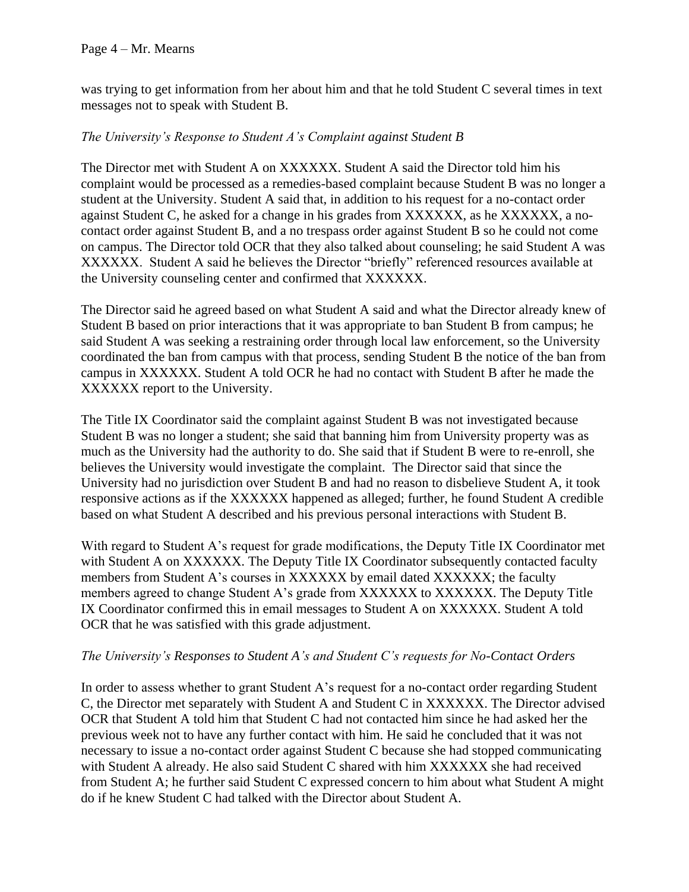was trying to get information from her about him and that he told Student C several times in text messages not to speak with Student B.

*The University's Response to Student A's Complaint against Student B*

The Director met with Student A on XXXXXX. Student A said the Director told him his complaint would be processed as a remedies-based complaint because Student B was no longer a student at the University. Student A said that, in addition to his request for a no-contact order against Student C, he asked for a change in his grades from XXXXXX, as he XXXXXX, a no-contact order against Student B, and a no trespass order against Student B so he could not come on campus. The Director told OCR that they also talked about counseling; he said Student A was XXXXXX. Student A said he believes the Director "briefly" referenced resources available at the University counseling center and confirmed that XXXXXX.

The Director said he agreed based on what Student A said and what the Director already knew of Student B based on prior interactions that it was appropriate to ban Student B from campus; he said Student A was seeking a restraining order through local law enforcement, so the University coordinated the ban from campus with that process, sending Student B the notice of the ban from campus in XXXXXX. Student A told OCR he had no contact with Student B after he made the XXXXXX report to the University.

The Title IX Coordinator said the complaint against Student B was not investigated because Student B was no longer a student; she said that banning him from University property was as much as the University had the authority to do. She said that if Student B were to re-enroll, she believes the University would investigate the complaint. The Director said that since the University had no jurisdiction over Student B and had no reason to disbelieve Student A, it took responsive actions as if the XXXXXX happened as alleged; further, he found Student A credible based on what Student A described and his previous personal interactions with Student B.

With regard to Student A's request for grade modifications, the Deputy Title IX Coordinator met with Student A on XXXXXX. The Deputy Title IX Coordinator subsequently contacted faculty members from Student A's courses in XXXXXX by email dated XXXXXX; the faculty members agreed to change Student A's grade from XXXXXX to XXXXXX. The Deputy Title IX Coordinator confirmed this in email messages to Student A on XXXXXX. Student A told OCR that he was satisfied with this grade adjustment.

*The University's Responses to Student A's and Student C's requests for No-Contact Orders*

In order to assess whether to grant Student A's request for a no-contact order regarding Student C, the Director met separately with Student A and Student C in XXXXXX. The Director advised OCR that Student A told him that Student C had not contacted him since he had asked her the previous week not to have any further contact with him. He said he concluded that it was not necessary to issue a no-contact order against Student C because she had stopped communicating with Student A already. He also said Student C shared with him XXXXXX she had received from Student A; he further said Student C expressed concern to him about what Student A might do if he knew Student C had talked with the Director about Student A.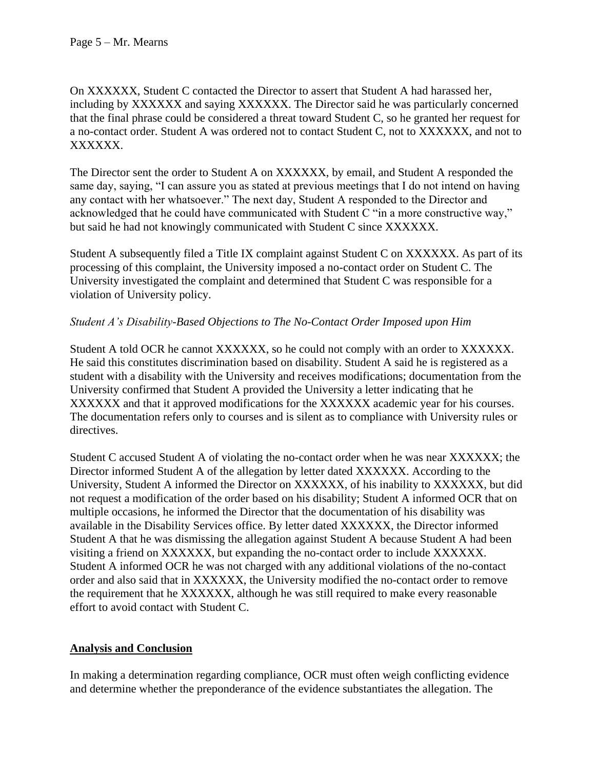On XXXXXX, Student C contacted the Director to assert that Student A had harassed her, including by XXXXXX and saying XXXXXX. The Director said he was particularly concerned that the final phrase could be considered a threat toward Student C, so he granted her request for a no-contact order. Student A was ordered not to contact Student C, not to XXXXXX, and not to XXXXXX.

The Director sent the order to Student A on XXXXXX, by email, and Student A responded the same day, saying, "I can assure you as stated at previous meetings that I do not intend on having any contact with her whatsoever." The next day, Student A responded to the Director and acknowledged that he could have communicated with Student C "in a more constructive way," but said he had not knowingly communicated with Student C since XXXXXX.

Student A subsequently filed a Title IX complaint against Student C on XXXXXX. As part of its processing of this complaint, the University imposed a no-contact order on Student C. The University investigated the complaint and determined that Student C was responsible for a violation of University policy.

*Student A's Disability-Based Objections to The No-Contact Order Imposed upon Him*

Student A told OCR he cannot XXXXXX, so he could not comply with an order to XXXXXX. He said this constitutes discrimination based on disability. Student A said he is registered as a student with a disability with the University and receives modifications; documentation from the University confirmed that Student A provided the University a letter indicating that he XXXXXX and that it approved modifications for the XXXXXX academic year for his courses. The documentation refers only to courses and is silent as to compliance with University rules or directives.

Student C accused Student A of violating the no-contact order when he was near XXXXXX; the Director informed Student A of the allegation by letter dated XXXXXX. According to the University, Student A informed the Director on XXXXXX, of his inability to XXXXXX, but did not request a modification of the order based on his disability; Student A informed OCR that on multiple occasions, he informed the Director that the documentation of his disability was available in the Disability Services office. By letter dated XXXXXX, the Director informed Student A that he was dismissing the allegation against Student A because Student A had been visiting a friend on XXXXXX, but expanding the no-contact order to include XXXXXX. Student A informed OCR he was not charged with any additional violations of the no-contact order and also said that in XXXXXX, the University modified the no-contact order to remove the requirement that he XXXXXX, although he was still required to make every reasonable effort to avoid contact with Student C.

## Analysis and Conclusion

In making a determination regarding compliance, OCR must often weigh conflicting evidence and determine whether the preponderance of the evidence substantiates the allegation. The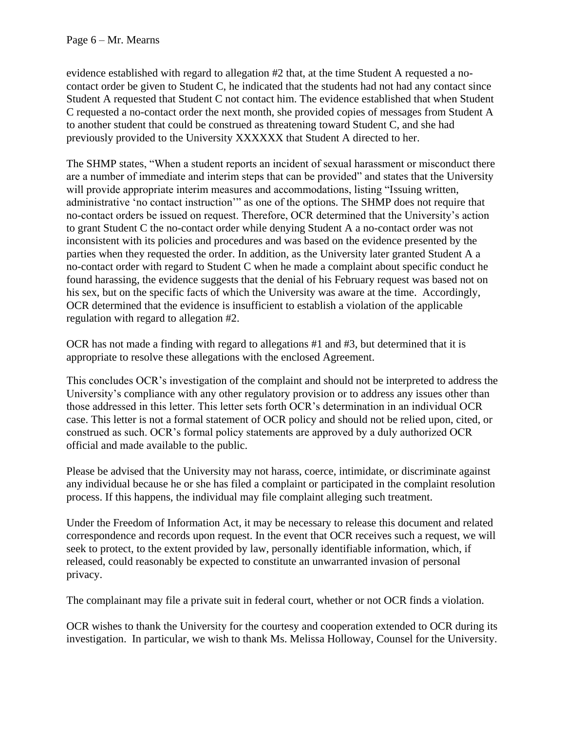evidence established with regard to allegation #2 that, at the time Student A requested a no-contact order be given to Student C, he indicated that the students had not had any contact since Student A requested that Student C not contact him. The evidence established that when Student C requested a no-contact order the next month, she provided copies of messages from Student A to another student that could be construed as threatening toward Student C, and she had previously provided to the University XXXXXX that Student A directed to her.

The SHMP states, "When a student reports an incident of sexual harassment or misconduct there are a number of immediate and interim steps that can be provided" and states that the University will provide appropriate interim measures and accommodations, listing "Issuing written, administrative 'no contact instruction'" as one of the options. The SHMP does not require that no-contact orders be issued on request. Therefore, OCR determined that the University's action to grant Student C the no-contact order while denying Student A a no-contact order was not inconsistent with its policies and procedures and was based on the evidence presented by the parties when they requested the order. In addition, as the University later granted Student A a no-contact order with regard to Student C when he made a complaint about specific conduct he found harassing, the evidence suggests that the denial of his February request was based not on his sex, but on the specific facts of which the University was aware at the time. Accordingly, OCR determined that the evidence is insufficient to establish a violation of the applicable regulation with regard to allegation #2.

OCR has not made a finding with regard to allegations #1 and #3, but determined that it is appropriate to resolve these allegations with the enclosed Agreement.

This concludes OCR's investigation of the complaint and should not be interpreted to address the University's compliance with any other regulatory provision or to address any issues other than those addressed in this letter. This letter sets forth OCR's determination in an individual OCR case. This letter is not a formal statement of OCR policy and should not be relied upon, cited, or construed as such. OCR's formal policy statements are approved by a duly authorized OCR official and made available to the public.

Please be advised that the University may not harass, coerce, intimidate, or discriminate against any individual because he or she has filed a complaint or participated in the complaint resolution process. If this happens, the individual may file complaint alleging such treatment.

Under the Freedom of Information Act, it may be necessary to release this document and related correspondence and records upon request. In the event that OCR receives such a request, we will seek to protect, to the extent provided by law, personally identifiable information, which, if released, could reasonably be expected to constitute an unwarranted invasion of personal privacy.

The complainant may file a private suit in federal court, whether or not OCR finds a violation.

OCR wishes to thank the University for the courtesy and cooperation extended to OCR during its investigation. In particular, we wish to thank Ms. Melissa Holloway, Counsel for the University.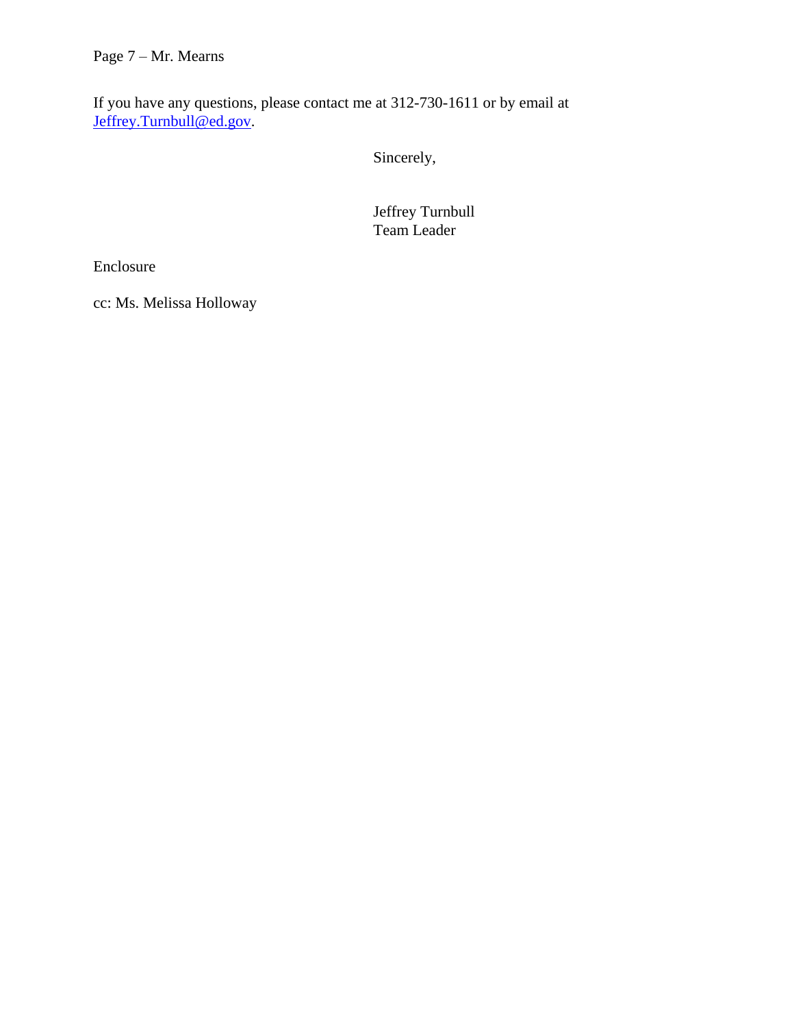If you have any questions, please contact me at 312-730-1611 or by email at Jeffrey.Turnbull@ed.gov.

Sincerely,

Jeffrey Turnbull
Team Leader

Enclosure

cc: Ms. Melissa Holloway